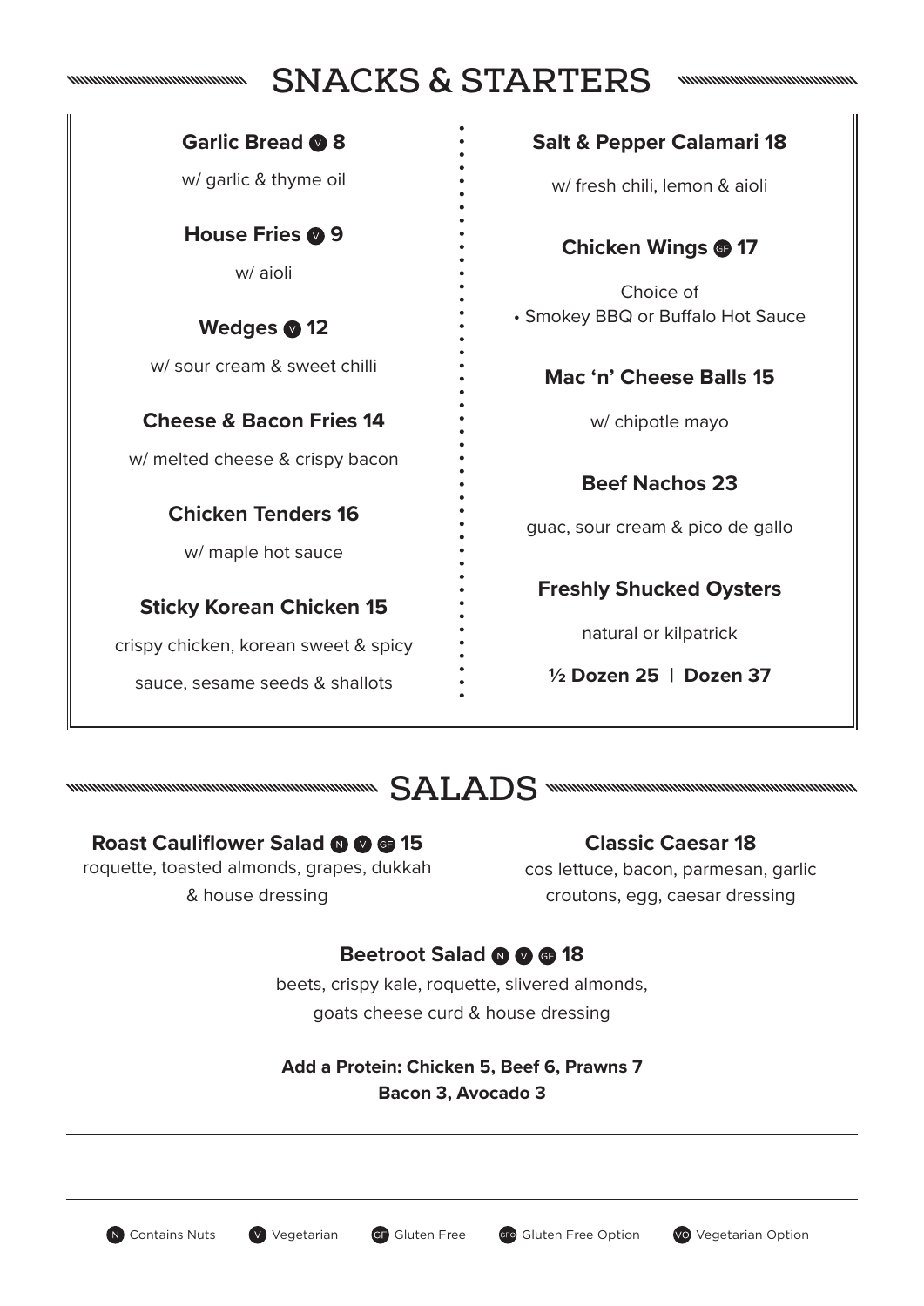## SNACKS & STARTERS

**Garlic Bread** (V) **8**

w/ garlic & thyme oil

**House Fries** (V) **9**

w/ aioli

**Wedges** (V) **12**

w/ sour cream & sweet chilli

**Cheese & Bacon Fries 14**

w/ melted cheese & crispy bacon

**Chicken Tenders 16**

w/ maple hot sauce

**Sticky Korean Chicken 15**

crispy chicken, korean sweet & spicy sauce, sesame seeds & shallots

**Salt & Pepper Calamari 18**

w/ fresh chili, lemon & aioli

**Chicken Wings** (GF) **17**

Choice of

- Smokey BBQ or Buffalo Hot Sauce

**Mac 'n' Cheese Balls 15**

w/ chipotle mayo

**Beef Nachos 23**

guac, sour cream & pico de gallo

**Freshly Shucked Oysters**

natural or kilpatrick

**½ Dozen 25 | Dozen 37**

## SALADS

**Roast Cauliflower Salad** (N) (V) (GF) **15**

roquette, toasted almonds, grapes, dukkah & house dressing

**Classic Caesar 18**

cos lettuce, bacon, parmesan, garlic croutons, egg, caesar dressing

**Beetroot Salad** (N) (V) (GF) **18**

beets, crispy kale, roquette, slivered almonds, goats cheese curd & house dressing

**Add a Protein: Chicken 5, Beef 6, Prawns 7**
**Bacon 3, Avocado 3**

(N) Contains Nuts (V) Vegetarian (GF) Gluten Free (GFO) Gluten Free Option (VO) Vegetarian Option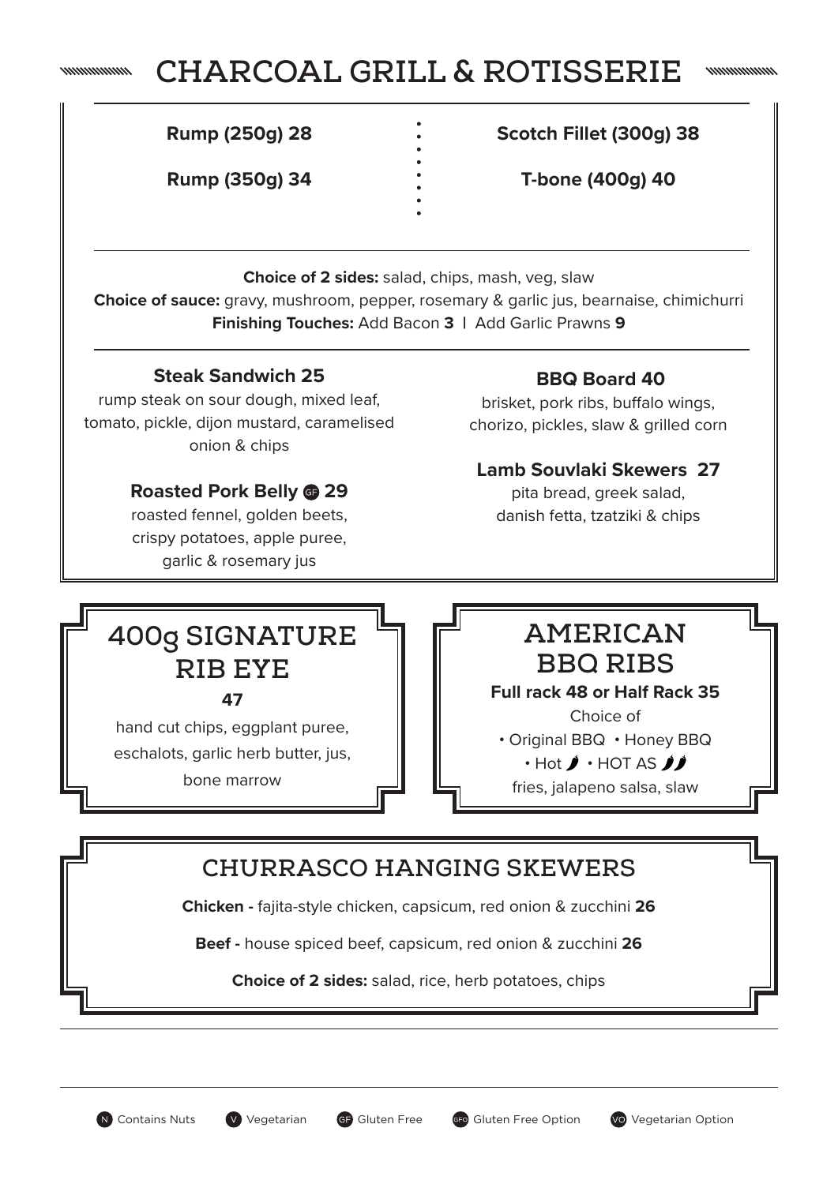# CHARCOAL GRILL & ROTISSERIE

**Rump (250g) 28**

**Rump (350g) 34**

**Scotch Fillet (300g) 38**

**T-bone (400g) 40**

**Choice of 2 sides:** salad, chips, mash, veg, slaw
**Choice of sauce:** gravy, mushroom, pepper, rosemary & garlic jus, bearnaise, chimichurri
**Finishing Touches:** Add Bacon **3** | Add Garlic Prawns **9**

### Steak Sandwich 25

rump steak on sour dough, mixed leaf, tomato, pickle, dijon mustard, caramelised onion & chips

### Roasted Pork Belly (GF) 29

roasted fennel, golden beets, crispy potatoes, apple puree, garlic & rosemary jus

### BBQ Board 40

brisket, pork ribs, buffalo wings, chorizo, pickles, slaw & grilled corn

### Lamb Souvlaki Skewers 27

pita bread, greek salad, danish fetta, tzatziki & chips

## 400g SIGNATURE RIB EYE

**47**

hand cut chips, eggplant puree, eschalots, garlic herb butter, jus, bone marrow

## AMERICAN BBQ RIBS

**Full rack 48 or Half Rack 35**

Choice of

- Original BBQ
- Honey BBQ
- Hot 🌶
- HOT AS 🌶🌶

fries, jalapeno salsa, slaw

## CHURRASCO HANGING SKEWERS

**Chicken -** fajita-style chicken, capsicum, red onion & zucchini **26**

**Beef -** house spiced beef, capsicum, red onion & zucchini **26**

**Choice of 2 sides:** salad, rice, herb potatoes, chips

(N) Contains Nuts (V) Vegetarian (GF) Gluten Free (GFO) Gluten Free Option (VO) Vegetarian Option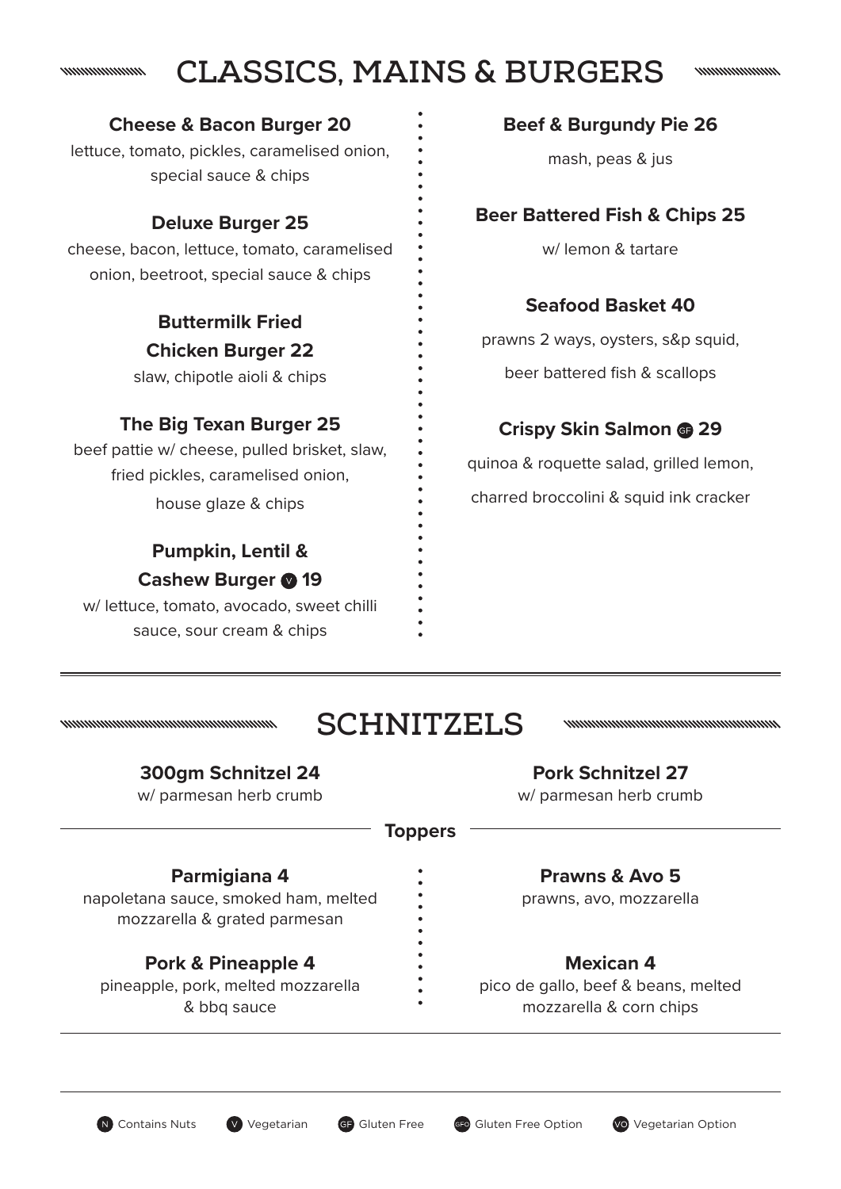# CLASSICS, MAINS & BURGERS

**Cheese & Bacon Burger 20**
lettuce, tomato, pickles, caramelised onion, special sauce & chips

**Deluxe Burger 25**
cheese, bacon, lettuce, tomato, caramelised onion, beetroot, special sauce & chips

**Buttermilk Fried Chicken Burger 22**
slaw, chipotle aioli & chips

**The Big Texan Burger 25**
beef pattie w/ cheese, pulled brisket, slaw, fried pickles, caramelised onion, house glaze & chips

**Pumpkin, Lentil & Cashew Burger (V) 19**
w/ lettuce, tomato, avocado, sweet chilli sauce, sour cream & chips

**Beef & Burgundy Pie 26**
mash, peas & jus

**Beer Battered Fish & Chips 25**
w/ lemon & tartare

**Seafood Basket 40**
prawns 2 ways, oysters, s&p squid, beer battered fish & scallops

**Crispy Skin Salmon (GF) 29**
quinoa & roquette salad, grilled lemon, charred broccolini & squid ink cracker

# SCHNITZELS

**300gm Schnitzel 24**
w/ parmesan herb crumb

**Pork Schnitzel 27**
w/ parmesan herb crumb

## Toppers

**Parmigiana 4**
napoletana sauce, smoked ham, melted mozzarella & grated parmesan

**Pork & Pineapple 4**
pineapple, pork, melted mozzarella & bbq sauce

**Prawns & Avo 5**
prawns, avo, mozzarella

**Mexican 4**
pico de gallo, beef & beans, melted mozzarella & corn chips

(N) Contains Nuts (V) Vegetarian (GF) Gluten Free (GFO) Gluten Free Option (VO) Vegetarian Option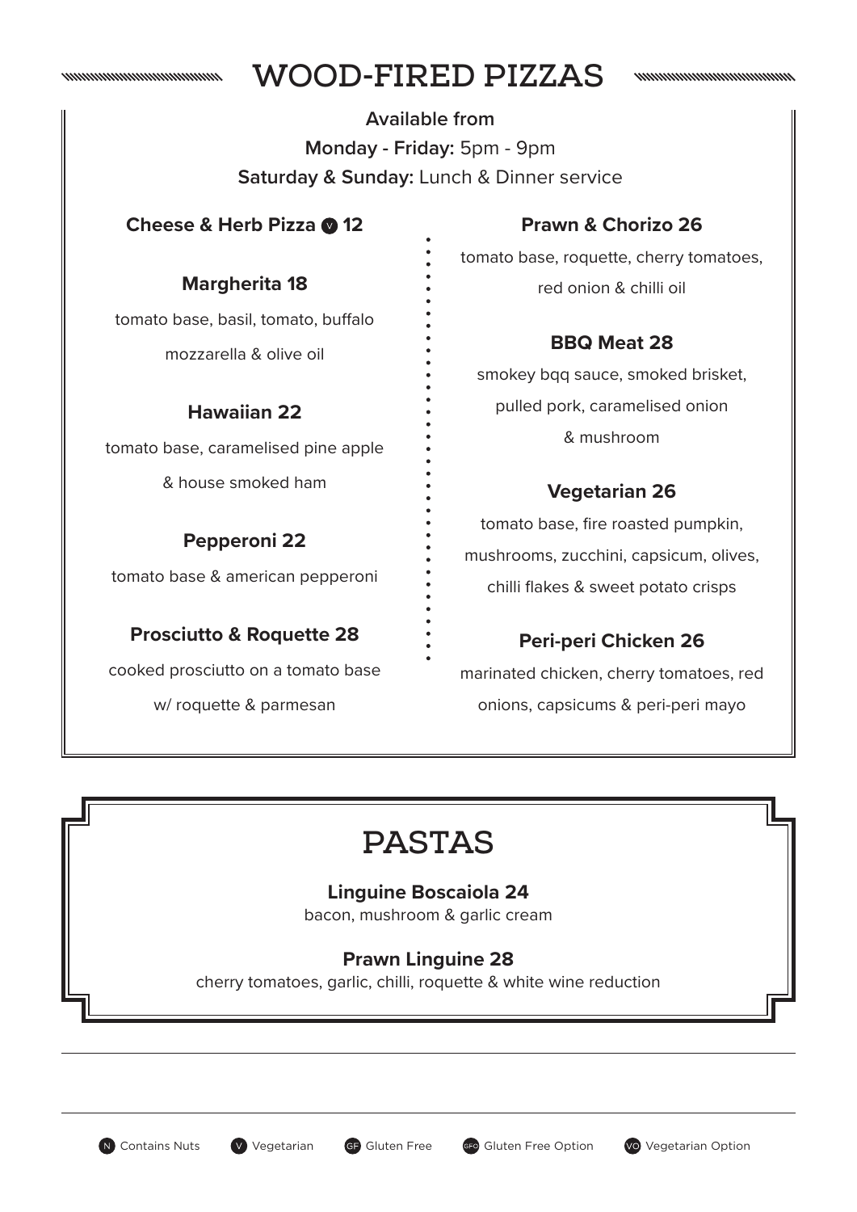# WOOD-FIRED PIZZAS

**Available from**

**Monday - Friday:** 5pm - 9pm

**Saturday & Sunday:** Lunch & Dinner service

**Cheese & Herb Pizza** (V) **12**

**Margherita 18**

tomato base, basil, tomato, buffalo mozzarella & olive oil

**Hawaiian 22**

tomato base, caramelised pine apple & house smoked ham

**Pepperoni 22**

tomato base & american pepperoni

**Prosciutto & Roquette 28**

cooked prosciutto on a tomato base w/ roquette & parmesan

**Prawn & Chorizo 26**

tomato base, roquette, cherry tomatoes, red onion & chilli oil

**BBQ Meat 28**

smokey bqq sauce, smoked brisket, pulled pork, caramelised onion & mushroom

**Vegetarian 26**

tomato base, fire roasted pumpkin, mushrooms, zucchini, capsicum, olives, chilli flakes & sweet potato crisps

**Peri-peri Chicken 26**

marinated chicken, cherry tomatoes, red onions, capsicums & peri-peri mayo

# PASTAS

**Linguine Boscaiola 24**

bacon, mushroom & garlic cream

**Prawn Linguine 28**

cherry tomatoes, garlic, chilli, roquette & white wine reduction

(N) Contains Nuts (V) Vegetarian (GF) Gluten Free (GFO) Gluten Free Option (VO) Vegetarian Option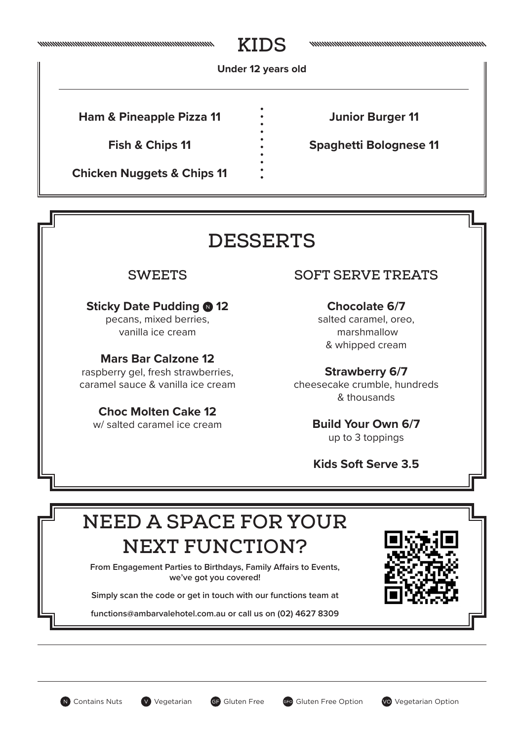# KIDS

**Under 12 years old**

**Ham & Pineapple Pizza 11**

**Fish & Chips 11**

**Chicken Nuggets & Chips 11**

**Junior Burger 11**

**Spaghetti Bolognese 11**

# DESSERTS

## SWEETS

**Sticky Date Pudding (N) 12**
pecans, mixed berries,
vanilla ice cream

**Mars Bar Calzone 12**
raspberry gel, fresh strawberries,
caramel sauce & vanilla ice cream

**Choc Molten Cake 12**
w/ salted caramel ice cream

## SOFT SERVE TREATS

**Chocolate 6/7**
salted caramel, oreo,
marshmallow
& whipped cream

**Strawberry 6/7**
cheesecake crumble, hundreds
& thousands

**Build Your Own 6/7**
up to 3 toppings

**Kids Soft Serve 3.5**

# NEED A SPACE FOR YOUR NEXT FUNCTION?

**From Engagement Parties to Birthdays, Family Affairs to Events, we've got you covered!**

**Simply scan the code or get in touch with our functions team at**

**functions@ambarvalehotel.com.au or call us on (02) 4627 8309**

(N) Contains Nuts (V) Vegetarian (GF) Gluten Free (GFO) Gluten Free Option (VO) Vegetarian Option